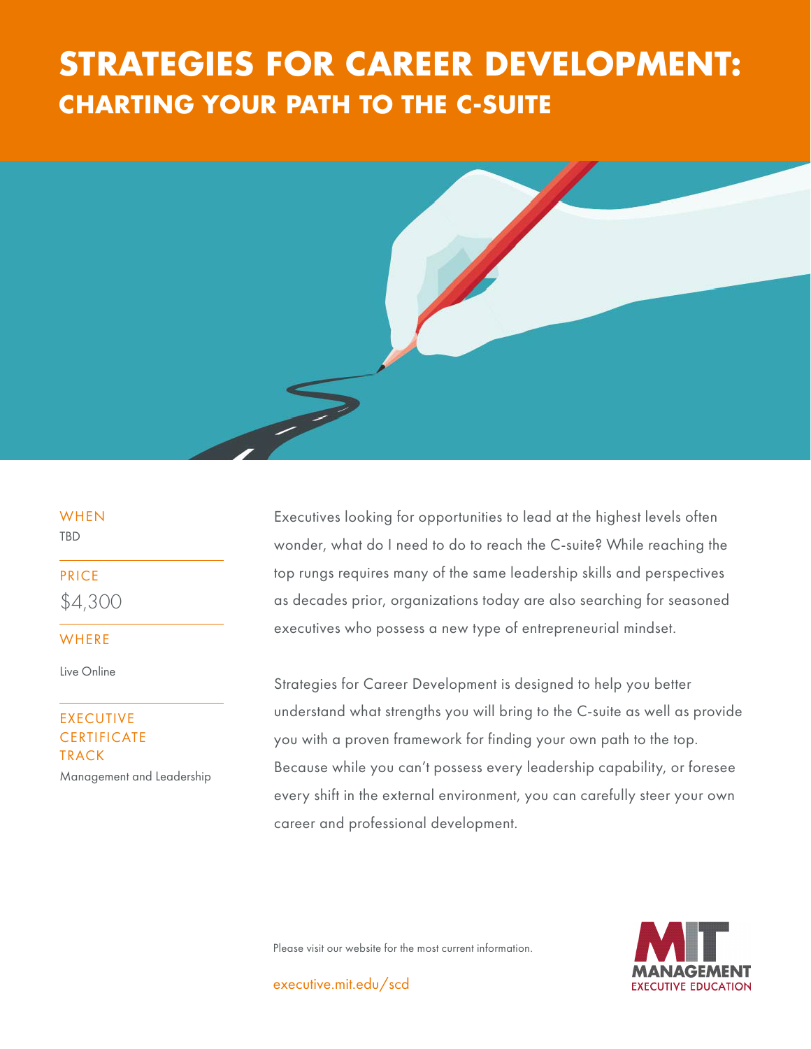# STRATEGIES FOR CAREER DEVELOPMENT:
## CHARTING YOUR PATH TO THE C-SUITE

**WHEN**
TBD

**PRICE**
$4,300

**WHERE**
Live Online

**EXECUTIVE CERTIFICATE TRACK**
Management and Leadership

Executives looking for opportunities to lead at the highest levels often wonder, what do I need to do to reach the C-suite? While reaching the top rungs requires many of the same leadership skills and perspectives as decades prior, organizations today are also searching for seasoned executives who possess a new type of entrepreneurial mindset.

Strategies for Career Development is designed to help you better understand what strengths you will bring to the C-suite as well as provide you with a proven framework for finding your own path to the top. Because while you can't possess every leadership capability, or foresee every shift in the external environment, you can carefully steer your own career and professional development.

Please visit our website for the most current information.

executive.mit.edu/scd

MIT MANAGEMENT EXECUTIVE EDUCATION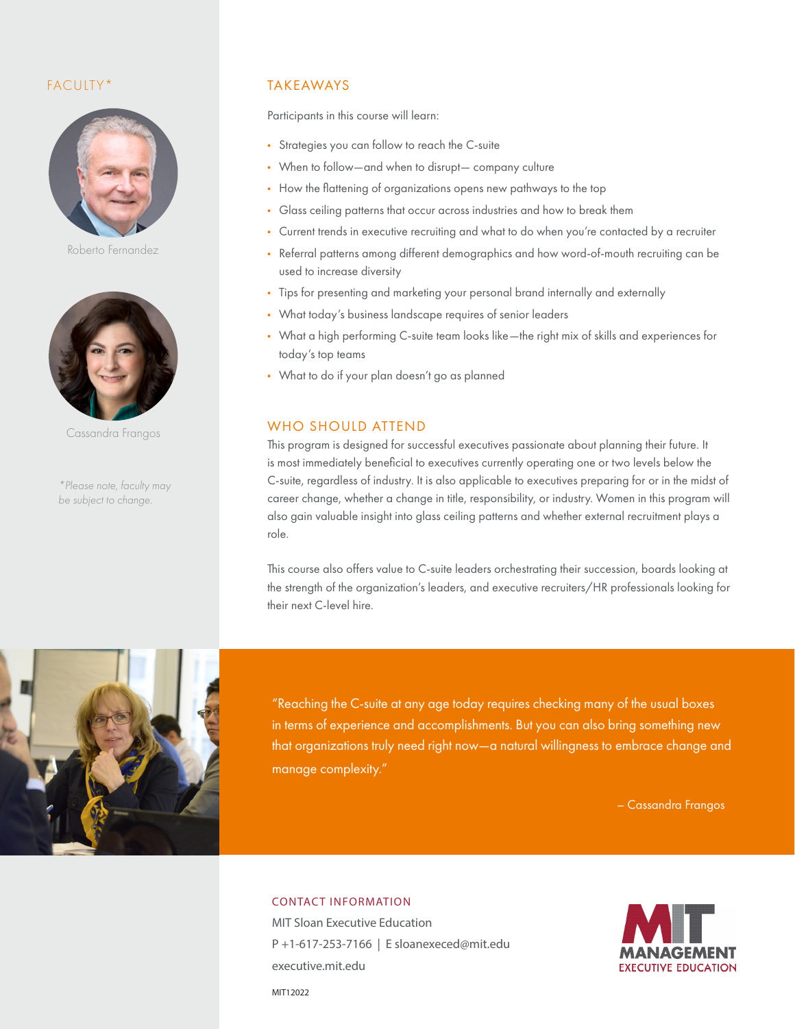## FACULTY*

Roberto Fernandez

Cassandra Frangos

*Please note, faculty may be subject to change.

## TAKEAWAYS

Participants in this course will learn:

- Strategies you can follow to reach the C-suite
- When to follow—and when to disrupt— company culture
- How the flattening of organizations opens new pathways to the top
- Glass ceiling patterns that occur across industries and how to break them
- Current trends in executive recruiting and what to do when you're contacted by a recruiter
- Referral patterns among different demographics and how word-of-mouth recruiting can be used to increase diversity
- Tips for presenting and marketing your personal brand internally and externally
- What today's business landscape requires of senior leaders
- What a high performing C-suite team looks like—the right mix of skills and experiences for today's top teams
- What to do if your plan doesn't go as planned

## WHO SHOULD ATTEND

This program is designed for successful executives passionate about planning their future. It is most immediately beneficial to executives currently operating one or two levels below the C-suite, regardless of industry. It is also applicable to executives preparing for or in the midst of career change, whether a change in title, responsibility, or industry. Women in this program will also gain valuable insight into glass ceiling patterns and whether external recruitment plays a role.

This course also offers value to C-suite leaders orchestrating their succession, boards looking at the strength of the organization's leaders, and executive recruiters/HR professionals looking for their next C-level hire.

"Reaching the C-suite at any age today requires checking many of the usual boxes in terms of experience and accomplishments. But you can also bring something new that organizations truly need right now—a natural willingness to embrace change and manage complexity."

– Cassandra Frangos

## CONTACT INFORMATION

MIT Sloan Executive Education

P +1-617-253-7166 | E sloanexeced@mit.edu

executive.mit.edu

MIT MANAGEMENT EXECUTIVE EDUCATION

MIT12022